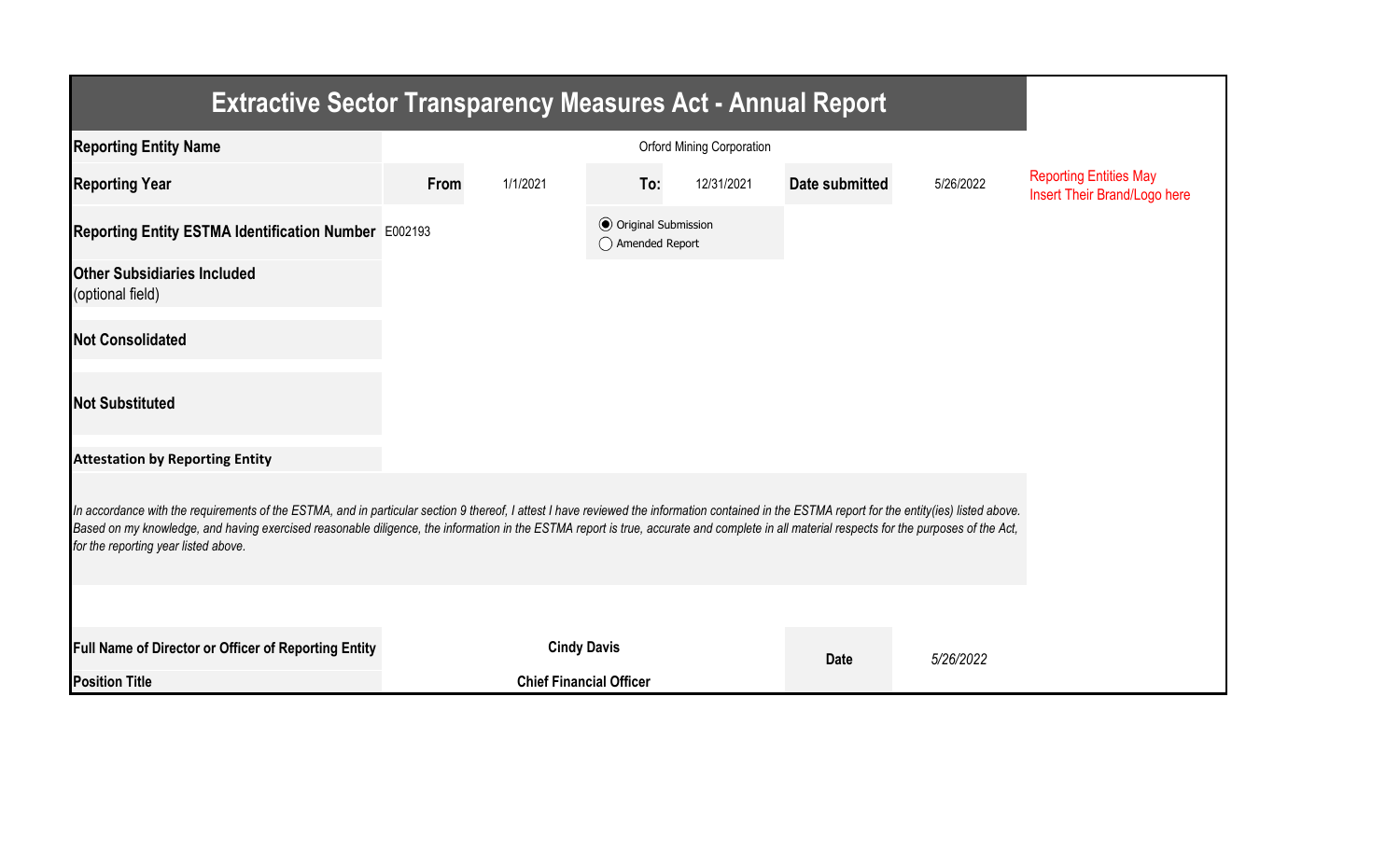# Extractive Sector Transparency Measures Act - Annual Report

| | | | | | | |
|---|---|---|---|---|---|---|
| **Reporting Entity Name** | Orford Mining Corporation | | | | | Reporting Entities May Insert Their Brand/Logo here |
| **Reporting Year** | **From** 1/1/2021 | **To:** 12/31/2021 | | **Date submitted** | 5/26/2022 | |
| **Reporting Entity ESTMA Identification Number** | E002193 | ◉ Original Submission ◯ Amended Report | | | | |
| **Other Subsidiaries Included** (optional field) | | | | | | |
| **Not Consolidated** | | | | | | |
| **Not Substituted** | | | | | | |

**Attestation by Reporting Entity**

*In accordance with the requirements of the ESTMA, and in particular section 9 thereof, I attest I have reviewed the information contained in the ESTMA report for the entity(ies) listed above. Based on my knowledge, and having exercised reasonable diligence, the information in the ESTMA report is true, accurate and complete in all material respects for the purposes of the Act, for the reporting year listed above.*

| | | | |
|---|---|---|---|
| **Full Name of Director or Officer of Reporting Entity** | **Cindy Davis** | **Date** | *5/26/2022* |
| **Position Title** | **Chief Financial Officer** | | |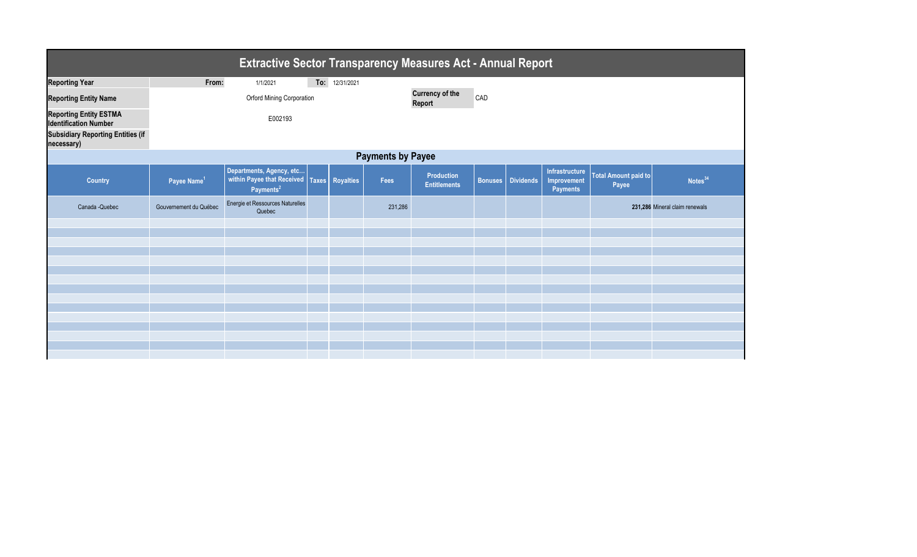# Extractive Sector Transparency Measures Act - Annual Report

| | | | | |
|---|---|---|---|---|
| **Reporting Year** | From: | 1/1/2021 | To: | 12/31/2021 |
| **Reporting Entity Name** | Orford Mining Corporation | | **Currency of the Report** | CAD |
| **Reporting Entity ESTMA Identification Number** | E002193 | | | |
| **Subsidiary Reporting Entities (if necessary)** | | | | |

## Payments by Payee

| Country | Payee Name[1] | Departments, Agency, etc... within Payee that Received Payments[2] | Taxes | Royalties | Fees | Production Entitlements | Bonuses | Dividends | Infrastructure Improvement Payments | Total Amount paid to Payee | Notes[34] |
|---|---|---|---|---|---|---|---|---|---|---|---|
| Canada -Quebec | Gouvernement du Québec | Energie et Ressources Naturelles Quebec | | | 231,286 | | | | | **231,286** | Mineral claim renewals |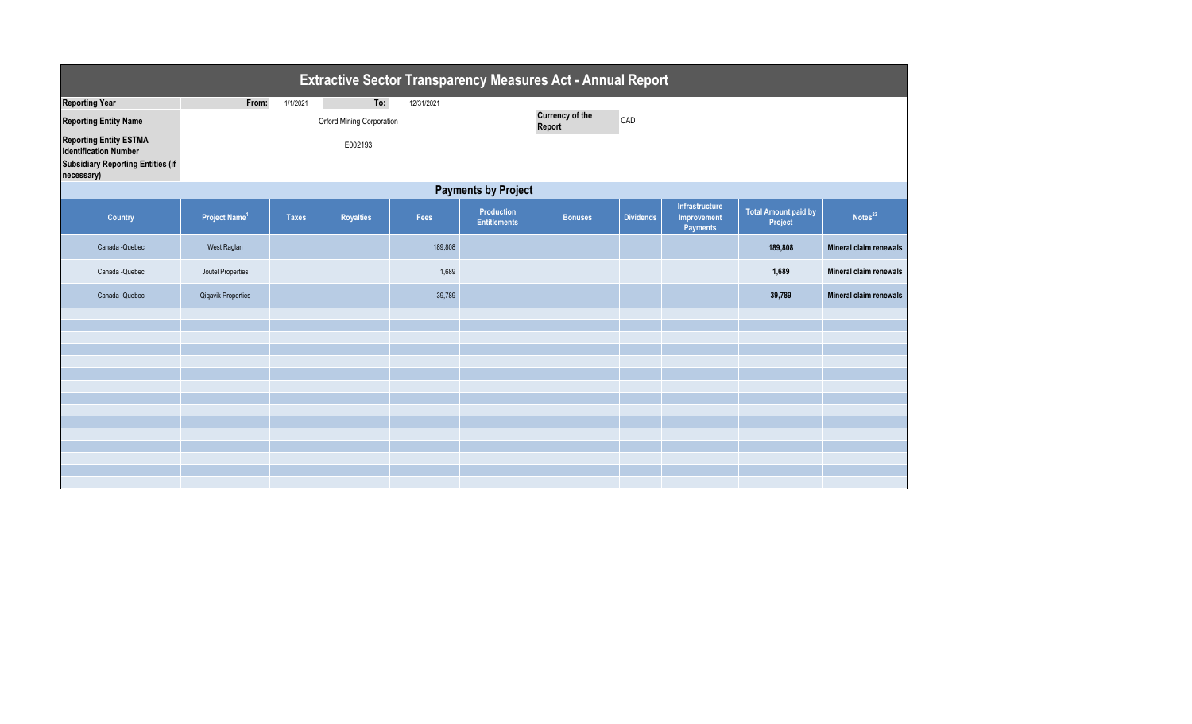# Extractive Sector Transparency Measures Act - Annual Report

| | | | | | |
|---|---|---|---|---|---|
| **Reporting Year** | **From:** | 1/1/2021 | **To:** | 12/31/2021 | |
| **Reporting Entity Name** | Orford Mining Corporation | | | **Currency of the Report** | CAD |
| **Reporting Entity ESTMA Identification Number** | E002193 | | | | |
| **Subsidiary Reporting Entities (if necessary)** | | | | | |

## Payments by Project

| Country | Project Name[1] | Taxes | Royalties | Fees | Production Entitlements | Bonuses | Dividends | Infrastructure Improvement Payments | Total Amount paid by Project | Notes[23] |
|---|---|---|---|---|---|---|---|---|---|---|
| Canada -Quebec | West Raglan | | | 189,808 | | | | | **189,808** | **Mineral claim renewals** |
| Canada -Quebec | Joutel Properties | | | 1,689 | | | | | **1,689** | **Mineral claim renewals** |
| Canada -Quebec | Qiqavik Properties | | | 39,789 | | | | | **39,789** | **Mineral claim renewals** |